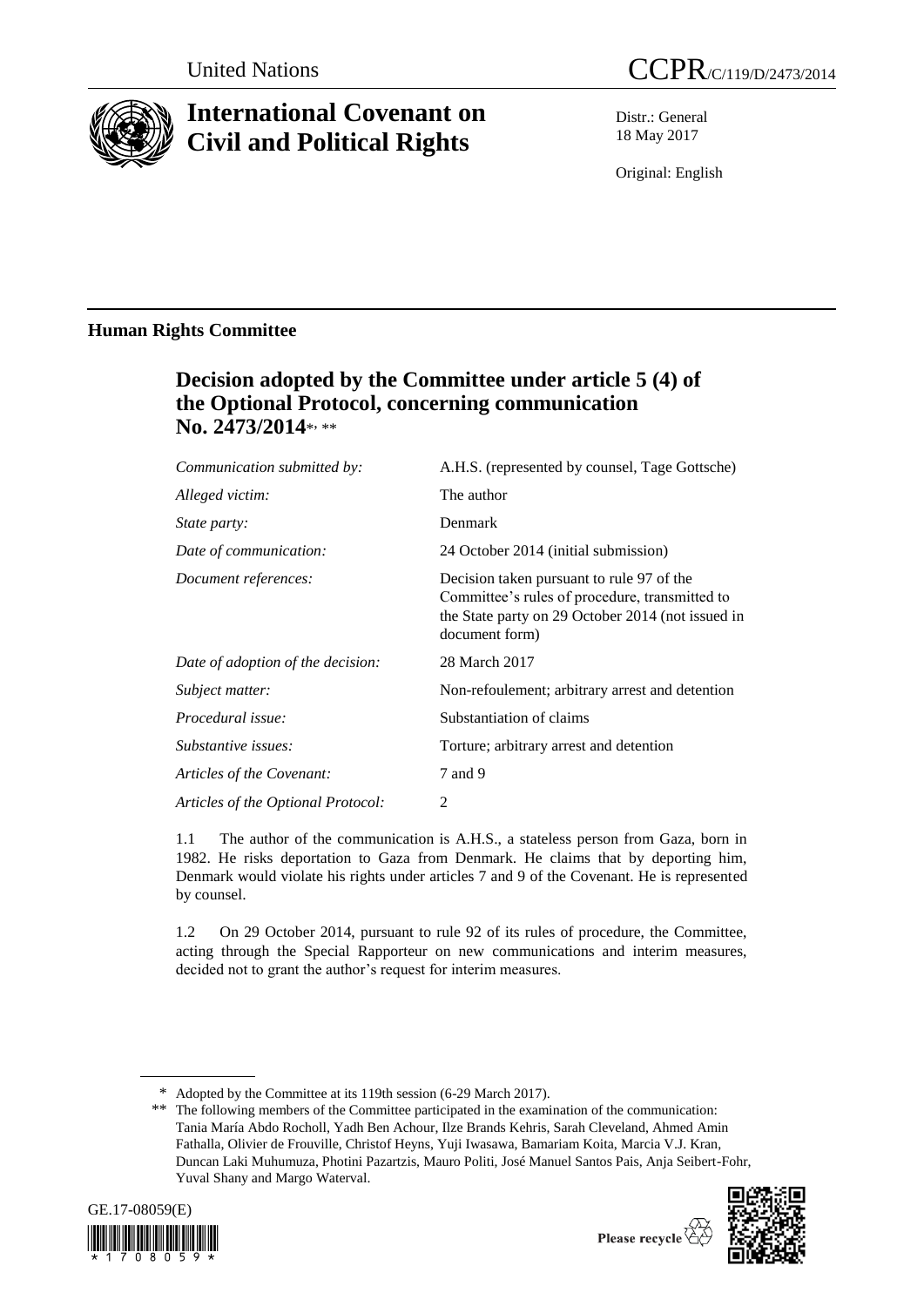United Nations

CCPR/C/119/D/2473/2014

# International Covenant on Civil and Political Rights

Distr.: General
18 May 2017

Original: English

## Human Rights Committee

### Decision adopted by the Committee under article 5 (4) of the Optional Protocol, concerning communication No. 2473/2014*, **

| | |
|---|---|
| *Communication submitted by:* | A.H.S. (represented by counsel, Tage Gottsche) |
| *Alleged victim:* | The author |
| *State party:* | Denmark |
| *Date of communication:* | 24 October 2014 (initial submission) |
| *Document references:* | Decision taken pursuant to rule 97 of the Committee's rules of procedure, transmitted to the State party on 29 October 2014 (not issued in document form) |
| *Date of adoption of the decision:* | 28 March 2017 |
| *Subject matter:* | Non-refoulement; arbitrary arrest and detention |
| *Procedural issue:* | Substantiation of claims |
| *Substantive issues:* | Torture; arbitrary arrest and detention |
| *Articles of the Covenant:* | 7 and 9 |
| *Articles of the Optional Protocol:* | 2 |

1.1 The author of the communication is A.H.S., a stateless person from Gaza, born in 1982. He risks deportation to Gaza from Denmark. He claims that by deporting him, Denmark would violate his rights under articles 7 and 9 of the Covenant. He is represented by counsel.

1.2 On 29 October 2014, pursuant to rule 92 of its rules of procedure, the Committee, acting through the Special Rapporteur on new communications and interim measures, decided not to grant the author's request for interim measures.

\* Adopted by the Committee at its 119th session (6-29 March 2017).

\*\* The following members of the Committee participated in the examination of the communication: Tania María Abdo Rocholl, Yadh Ben Achour, Ilze Brands Kehris, Sarah Cleveland, Ahmed Amin Fathalla, Olivier de Frouville, Christof Heyns, Yuji Iwasawa, Bamariam Koita, Marcia V.J. Kran, Duncan Laki Muhumuza, Photini Pazartzis, Mauro Politi, José Manuel Santos Pais, Anja Seibert-Fohr, Yuval Shany and Margo Waterval.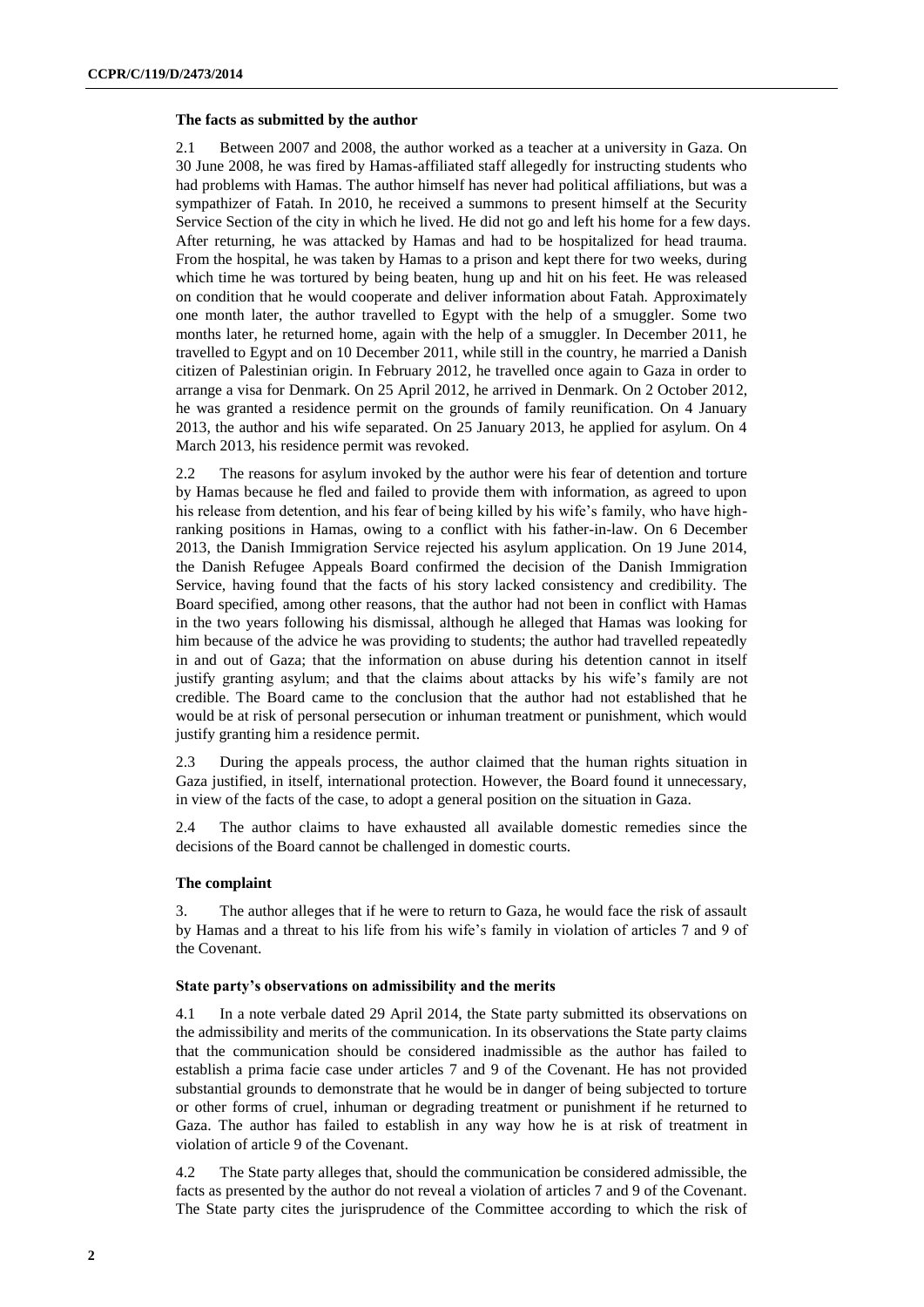### The facts as submitted by the author

2.1 Between 2007 and 2008, the author worked as a teacher at a university in Gaza. On 30 June 2008, he was fired by Hamas-affiliated staff allegedly for instructing students who had problems with Hamas. The author himself has never had political affiliations, but was a sympathizer of Fatah. In 2010, he received a summons to present himself at the Security Service Section of the city in which he lived. He did not go and left his home for a few days. After returning, he was attacked by Hamas and had to be hospitalized for head trauma. From the hospital, he was taken by Hamas to a prison and kept there for two weeks, during which time he was tortured by being beaten, hung up and hit on his feet. He was released on condition that he would cooperate and deliver information about Fatah. Approximately one month later, the author travelled to Egypt with the help of a smuggler. Some two months later, he returned home, again with the help of a smuggler. In December 2011, he travelled to Egypt and on 10 December 2011, while still in the country, he married a Danish citizen of Palestinian origin. In February 2012, he travelled once again to Gaza in order to arrange a visa for Denmark. On 25 April 2012, he arrived in Denmark. On 2 October 2012, he was granted a residence permit on the grounds of family reunification. On 4 January 2013, the author and his wife separated. On 25 January 2013, he applied for asylum. On 4 March 2013, his residence permit was revoked.

2.2 The reasons for asylum invoked by the author were his fear of detention and torture by Hamas because he fled and failed to provide them with information, as agreed to upon his release from detention, and his fear of being killed by his wife's family, who have high-ranking positions in Hamas, owing to a conflict with his father-in-law. On 6 December 2013, the Danish Immigration Service rejected his asylum application. On 19 June 2014, the Danish Refugee Appeals Board confirmed the decision of the Danish Immigration Service, having found that the facts of his story lacked consistency and credibility. The Board specified, among other reasons, that the author had not been in conflict with Hamas in the two years following his dismissal, although he alleged that Hamas was looking for him because of the advice he was providing to students; the author had travelled repeatedly in and out of Gaza; that the information on abuse during his detention cannot in itself justify granting asylum; and that the claims about attacks by his wife's family are not credible. The Board came to the conclusion that the author had not established that he would be at risk of personal persecution or inhuman treatment or punishment, which would justify granting him a residence permit.

2.3 During the appeals process, the author claimed that the human rights situation in Gaza justified, in itself, international protection. However, the Board found it unnecessary, in view of the facts of the case, to adopt a general position on the situation in Gaza.

2.4 The author claims to have exhausted all available domestic remedies since the decisions of the Board cannot be challenged in domestic courts.

### The complaint

3. The author alleges that if he were to return to Gaza, he would face the risk of assault by Hamas and a threat to his life from his wife's family in violation of articles 7 and 9 of the Covenant.

### State party's observations on admissibility and the merits

4.1 In a note verbale dated 29 April 2014, the State party submitted its observations on the admissibility and merits of the communication. In its observations the State party claims that the communication should be considered inadmissible as the author has failed to establish a prima facie case under articles 7 and 9 of the Covenant. He has not provided substantial grounds to demonstrate that he would be in danger of being subjected to torture or other forms of cruel, inhuman or degrading treatment or punishment if he returned to Gaza. The author has failed to establish in any way how he is at risk of treatment in violation of article 9 of the Covenant.

4.2 The State party alleges that, should the communication be considered admissible, the facts as presented by the author do not reveal a violation of articles 7 and 9 of the Covenant. The State party cites the jurisprudence of the Committee according to which the risk of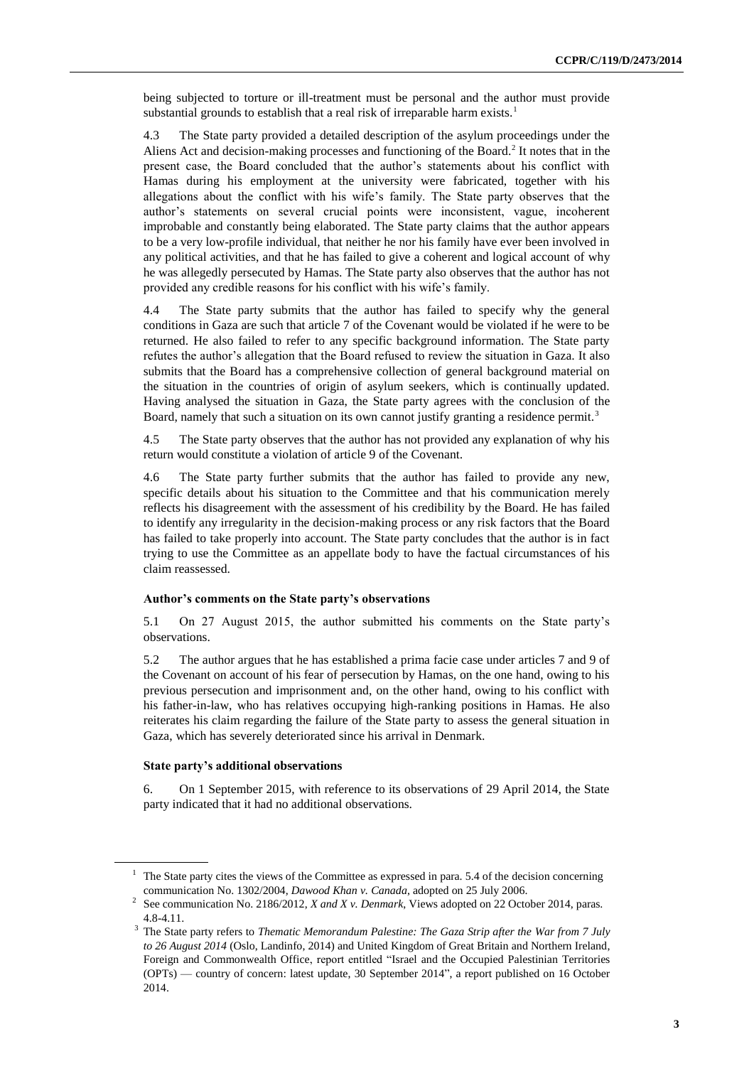being subjected to torture or ill-treatment must be personal and the author must provide substantial grounds to establish that a real risk of irreparable harm exists.[1]

4.3 The State party provided a detailed description of the asylum proceedings under the Aliens Act and decision-making processes and functioning of the Board.[2] It notes that in the present case, the Board concluded that the author's statements about his conflict with Hamas during his employment at the university were fabricated, together with his allegations about the conflict with his wife's family. The State party observes that the author's statements on several crucial points were inconsistent, vague, incoherent improbable and constantly being elaborated. The State party claims that the author appears to be a very low-profile individual, that neither he nor his family have ever been involved in any political activities, and that he has failed to give a coherent and logical account of why he was allegedly persecuted by Hamas. The State party also observes that the author has not provided any credible reasons for his conflict with his wife's family.

4.4 The State party submits that the author has failed to specify why the general conditions in Gaza are such that article 7 of the Covenant would be violated if he were to be returned. He also failed to refer to any specific background information. The State party refutes the author's allegation that the Board refused to review the situation in Gaza. It also submits that the Board has a comprehensive collection of general background material on the situation in the countries of origin of asylum seekers, which is continually updated. Having analysed the situation in Gaza, the State party agrees with the conclusion of the Board, namely that such a situation on its own cannot justify granting a residence permit.[3]

4.5 The State party observes that the author has not provided any explanation of why his return would constitute a violation of article 9 of the Covenant.

4.6 The State party further submits that the author has failed to provide any new, specific details about his situation to the Committee and that his communication merely reflects his disagreement with the assessment of his credibility by the Board. He has failed to identify any irregularity in the decision-making process or any risk factors that the Board has failed to take properly into account. The State party concludes that the author is in fact trying to use the Committee as an appellate body to have the factual circumstances of his claim reassessed.

### Author's comments on the State party's observations

5.1 On 27 August 2015, the author submitted his comments on the State party's observations.

5.2 The author argues that he has established a prima facie case under articles 7 and 9 of the Covenant on account of his fear of persecution by Hamas, on the one hand, owing to his previous persecution and imprisonment and, on the other hand, owing to his conflict with his father-in-law, who has relatives occupying high-ranking positions in Hamas. He also reiterates his claim regarding the failure of the State party to assess the general situation in Gaza, which has severely deteriorated since his arrival in Denmark.

### State party's additional observations

6. On 1 September 2015, with reference to its observations of 29 April 2014, the State party indicated that it had no additional observations.

---

[1] The State party cites the views of the Committee as expressed in para. 5.4 of the decision concerning communication No. 1302/2004, *Dawood Khan v. Canada*, adopted on 25 July 2006.

[2] See communication No. 2186/2012, *X and X v. Denmark*, Views adopted on 22 October 2014, paras. 4.8-4.11.

[3] The State party refers to *Thematic Memorandum Palestine: The Gaza Strip after the War from 7 July to 26 August 2014* (Oslo, Landinfo, 2014) and United Kingdom of Great Britain and Northern Ireland, Foreign and Commonwealth Office, report entitled "Israel and the Occupied Palestinian Territories (OPTs) — country of concern: latest update, 30 September 2014", a report published on 16 October 2014.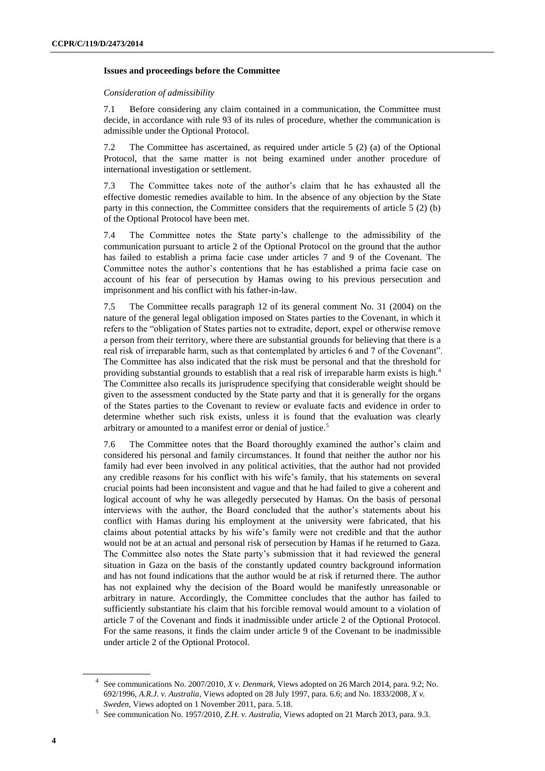### Issues and proceedings before the Committee

*Consideration of admissibility*

7.1 Before considering any claim contained in a communication, the Committee must decide, in accordance with rule 93 of its rules of procedure, whether the communication is admissible under the Optional Protocol.

7.2 The Committee has ascertained, as required under article 5 (2) (a) of the Optional Protocol, that the same matter is not being examined under another procedure of international investigation or settlement.

7.3 The Committee takes note of the author's claim that he has exhausted all the effective domestic remedies available to him. In the absence of any objection by the State party in this connection, the Committee considers that the requirements of article 5 (2) (b) of the Optional Protocol have been met.

7.4 The Committee notes the State party's challenge to the admissibility of the communication pursuant to article 2 of the Optional Protocol on the ground that the author has failed to establish a prima facie case under articles 7 and 9 of the Covenant. The Committee notes the author's contentions that he has established a prima facie case on account of his fear of persecution by Hamas owing to his previous persecution and imprisonment and his conflict with his father-in-law.

7.5 The Committee recalls paragraph 12 of its general comment No. 31 (2004) on the nature of the general legal obligation imposed on States parties to the Covenant, in which it refers to the "obligation of States parties not to extradite, deport, expel or otherwise remove a person from their territory, where there are substantial grounds for believing that there is a real risk of irreparable harm, such as that contemplated by articles 6 and 7 of the Covenant". The Committee has also indicated that the risk must be personal and that the threshold for providing substantial grounds to establish that a real risk of irreparable harm exists is high.[4] The Committee also recalls its jurisprudence specifying that considerable weight should be given to the assessment conducted by the State party and that it is generally for the organs of the States parties to the Covenant to review or evaluate facts and evidence in order to determine whether such risk exists, unless it is found that the evaluation was clearly arbitrary or amounted to a manifest error or denial of justice.[5]

7.6 The Committee notes that the Board thoroughly examined the author's claim and considered his personal and family circumstances. It found that neither the author nor his family had ever been involved in any political activities, that the author had not provided any credible reasons for his conflict with his wife's family, that his statements on several crucial points had been inconsistent and vague and that he had failed to give a coherent and logical account of why he was allegedly persecuted by Hamas. On the basis of personal interviews with the author, the Board concluded that the author's statements about his conflict with Hamas during his employment at the university were fabricated, that his claims about potential attacks by his wife's family were not credible and that the author would not be at an actual and personal risk of persecution by Hamas if he returned to Gaza. The Committee also notes the State party's submission that it had reviewed the general situation in Gaza on the basis of the constantly updated country background information and has not found indications that the author would be at risk if returned there. The author has not explained why the decision of the Board would be manifestly unreasonable or arbitrary in nature. Accordingly, the Committee concludes that the author has failed to sufficiently substantiate his claim that his forcible removal would amount to a violation of article 7 of the Covenant and finds it inadmissible under article 2 of the Optional Protocol. For the same reasons, it finds the claim under article 9 of the Covenant to be inadmissible under article 2 of the Optional Protocol.

---

[4] See communications No. 2007/2010, *X v. Denmark*, Views adopted on 26 March 2014, para. 9.2; No. 692/1996, *A.R.J. v. Australia*, Views adopted on 28 July 1997, para. 6.6; and No. 1833/2008, *X v. Sweden*, Views adopted on 1 November 2011, para. 5.18.

[5] See communication No. 1957/2010, *Z.H. v. Australia*, Views adopted on 21 March 2013, para. 9.3.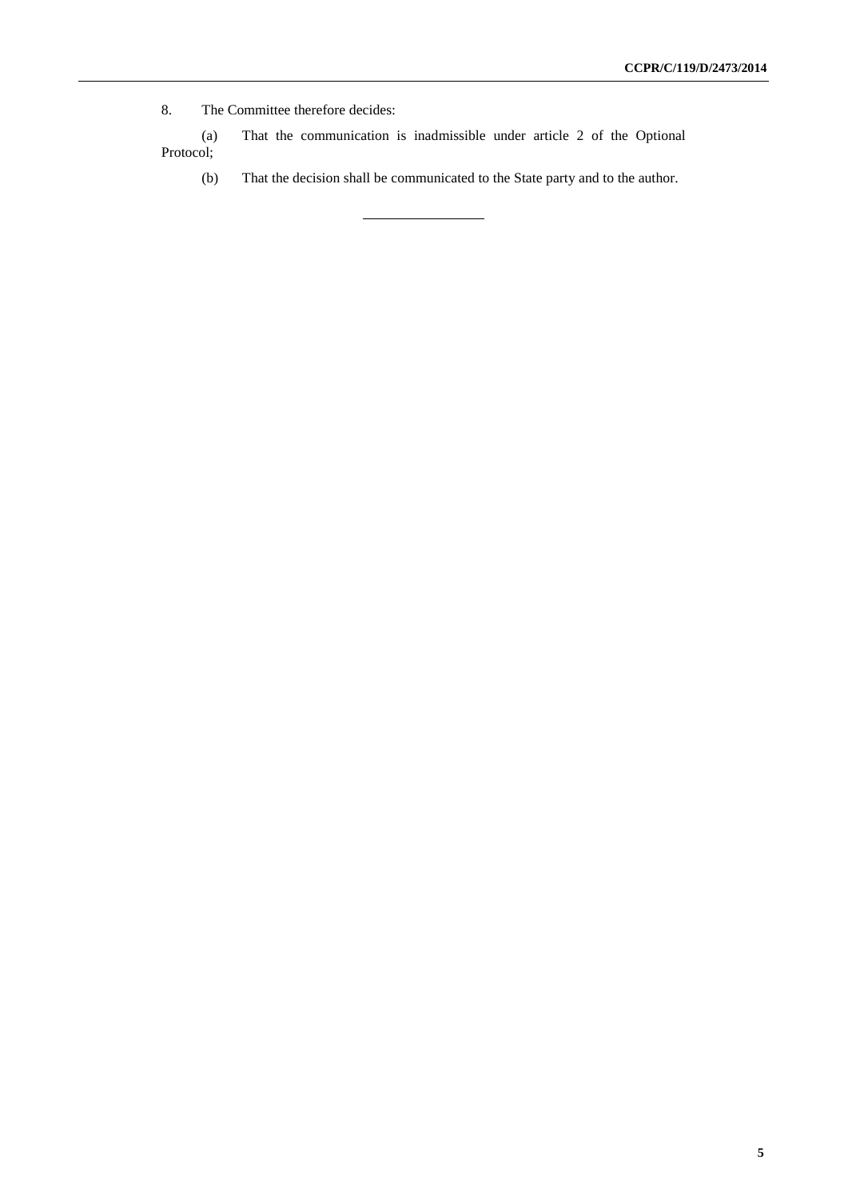8. The Committee therefore decides:

(a) That the communication is inadmissible under article 2 of the Optional Protocol;

(b) That the decision shall be communicated to the State party and to the author.